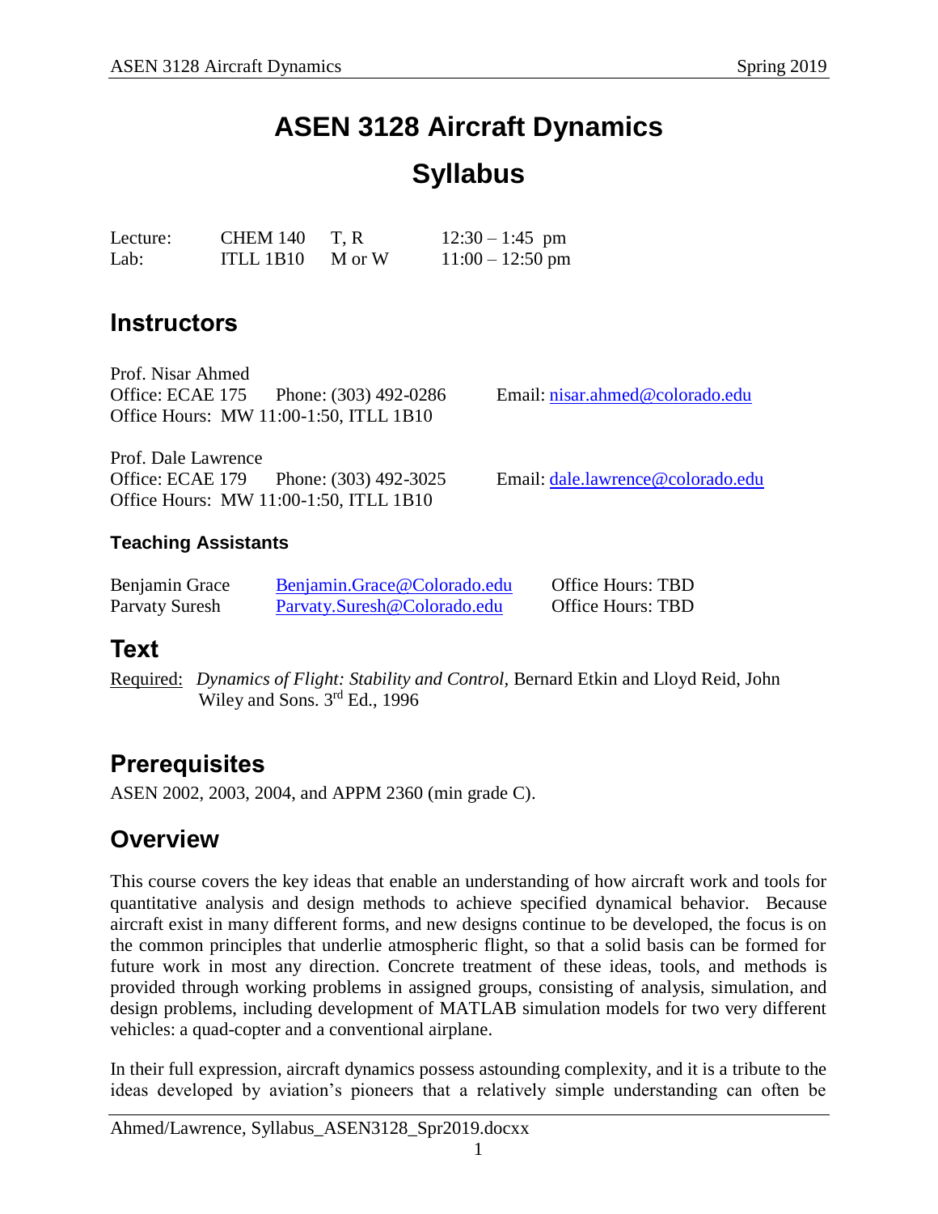# ASEN 3128 Aircraft Dynamics

# Syllabus

| | | | |
|---|---|---|---|
| Lecture: | CHEM 140 | T, R | 12:30 – 1:45 pm |
| Lab: | ITLL 1B10 | M or W | 11:00 – 12:50 pm |

## Instructors

Prof. Nisar Ahmed
Office: ECAE 175 Phone: (303) 492-0286 Email: nisar.ahmed@colorado.edu
Office Hours: MW 11:00-1:50, ITLL 1B10

Prof. Dale Lawrence
Office: ECAE 179 Phone: (303) 492-3025 Email: dale.lawrence@colorado.edu
Office Hours: MW 11:00-1:50, ITLL 1B10

### Teaching Assistants

| | | |
|---|---|---|
| Benjamin Grace | Benjamin.Grace@Colorado.edu | Office Hours: TBD |
| Parvaty Suresh | Parvaty.Suresh@Colorado.edu | Office Hours: TBD |

## Text

Required: *Dynamics of Flight: Stability and Control*, Bernard Etkin and Lloyd Reid, John Wiley and Sons. 3rd Ed., 1996

## Prerequisites

ASEN 2002, 2003, 2004, and APPM 2360 (min grade C).

## Overview

This course covers the key ideas that enable an understanding of how aircraft work and tools for quantitative analysis and design methods to achieve specified dynamical behavior. Because aircraft exist in many different forms, and new designs continue to be developed, the focus is on the common principles that underlie atmospheric flight, so that a solid basis can be formed for future work in most any direction. Concrete treatment of these ideas, tools, and methods is provided through working problems in assigned groups, consisting of analysis, simulation, and design problems, including development of MATLAB simulation models for two very different vehicles: a quad-copter and a conventional airplane.

In their full expression, aircraft dynamics possess astounding complexity, and it is a tribute to the ideas developed by aviation's pioneers that a relatively simple understanding can often be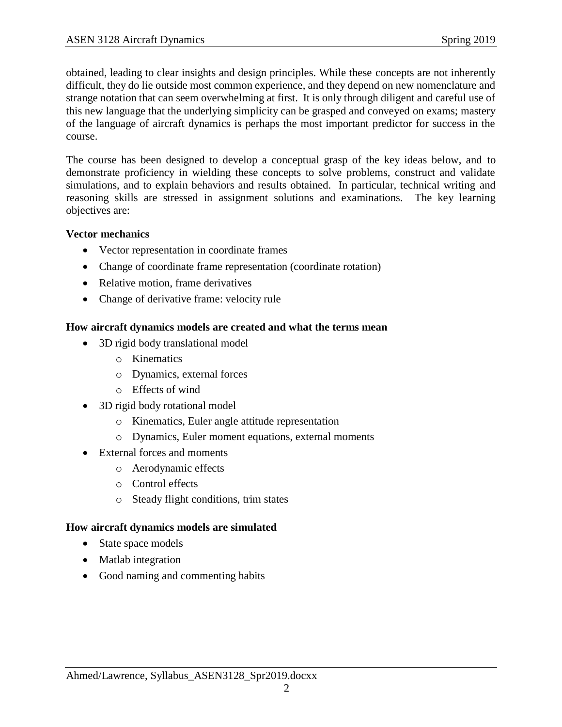obtained, leading to clear insights and design principles. While these concepts are not inherently difficult, they do lie outside most common experience, and they depend on new nomenclature and strange notation that can seem overwhelming at first. It is only through diligent and careful use of this new language that the underlying simplicity can be grasped and conveyed on exams; mastery of the language of aircraft dynamics is perhaps the most important predictor for success in the course.

The course has been designed to develop a conceptual grasp of the key ideas below, and to demonstrate proficiency in wielding these concepts to solve problems, construct and validate simulations, and to explain behaviors and results obtained. In particular, technical writing and reasoning skills are stressed in assignment solutions and examinations. The key learning objectives are:

**Vector mechanics**

- Vector representation in coordinate frames
- Change of coordinate frame representation (coordinate rotation)
- Relative motion, frame derivatives
- Change of derivative frame: velocity rule

**How aircraft dynamics models are created and what the terms mean**

- 3D rigid body translational model
  - Kinematics
  - Dynamics, external forces
  - Effects of wind
- 3D rigid body rotational model
  - Kinematics, Euler angle attitude representation
  - Dynamics, Euler moment equations, external moments
- External forces and moments
  - Aerodynamic effects
  - Control effects
  - Steady flight conditions, trim states

**How aircraft dynamics models are simulated**

- State space models
- Matlab integration
- Good naming and commenting habits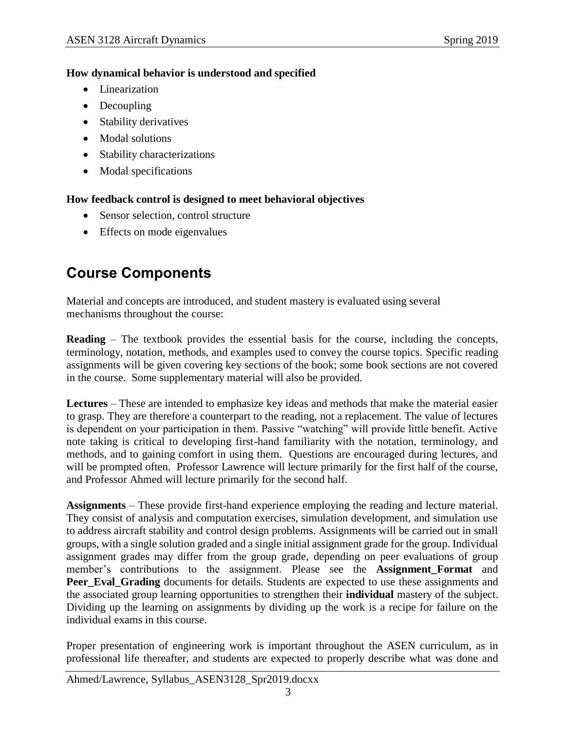**How dynamical behavior is understood and specified**

- Linearization
- Decoupling
- Stability derivatives
- Modal solutions
- Stability characterizations
- Modal specifications

**How feedback control is designed to meet behavioral objectives**

- Sensor selection, control structure
- Effects on mode eigenvalues

## Course Components

Material and concepts are introduced, and student mastery is evaluated using several mechanisms throughout the course:

**Reading** – The textbook provides the essential basis for the course, including the concepts, terminology, notation, methods, and examples used to convey the course topics. Specific reading assignments will be given covering key sections of the book; some book sections are not covered in the course. Some supplementary material will also be provided.

**Lectures** – These are intended to emphasize key ideas and methods that make the material easier to grasp. They are therefore a counterpart to the reading, not a replacement. The value of lectures is dependent on your participation in them. Passive "watching" will provide little benefit. Active note taking is critical to developing first-hand familiarity with the notation, terminology, and methods, and to gaining comfort in using them. Questions are encouraged during lectures, and will be prompted often. Professor Lawrence will lecture primarily for the first half of the course, and Professor Ahmed will lecture primarily for the second half.

**Assignments** – These provide first-hand experience employing the reading and lecture material. They consist of analysis and computation exercises, simulation development, and simulation use to address aircraft stability and control design problems. Assignments will be carried out in small groups, with a single solution graded and a single initial assignment grade for the group. Individual assignment grades may differ from the group grade, depending on peer evaluations of group member's contributions to the assignment. Please see the **Assignment_Format** and **Peer_Eval_Grading** documents for details. Students are expected to use these assignments and the associated group learning opportunities to strengthen their **individual** mastery of the subject. Dividing up the learning on assignments by dividing up the work is a recipe for failure on the individual exams in this course.

Proper presentation of engineering work is important throughout the ASEN curriculum, as in professional life thereafter, and students are expected to properly describe what was done and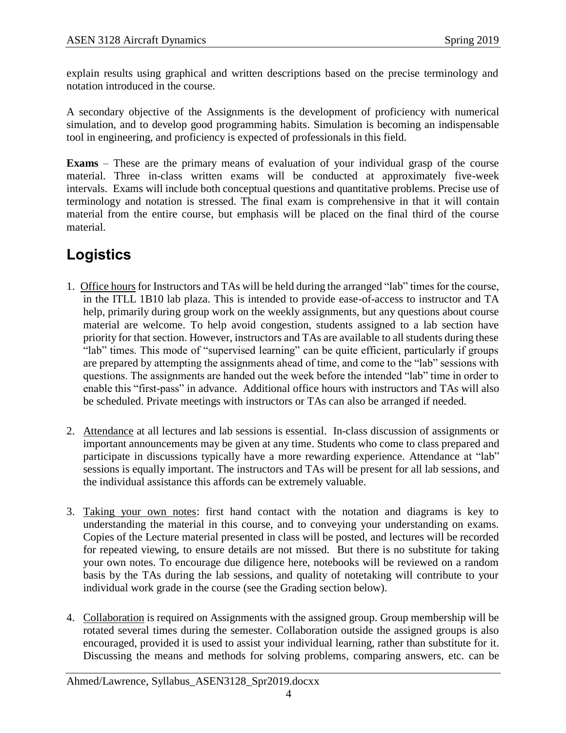explain results using graphical and written descriptions based on the precise terminology and notation introduced in the course.

A secondary objective of the Assignments is the development of proficiency with numerical simulation, and to develop good programming habits. Simulation is becoming an indispensable tool in engineering, and proficiency is expected of professionals in this field.

**Exams** – These are the primary means of evaluation of your individual grasp of the course material. Three in-class written exams will be conducted at approximately five-week intervals. Exams will include both conceptual questions and quantitative problems. Precise use of terminology and notation is stressed. The final exam is comprehensive in that it will contain material from the entire course, but emphasis will be placed on the final third of the course material.

# Logistics

1. Office hours for Instructors and TAs will be held during the arranged "lab" times for the course, in the ITLL 1B10 lab plaza. This is intended to provide ease-of-access to instructor and TA help, primarily during group work on the weekly assignments, but any questions about course material are welcome. To help avoid congestion, students assigned to a lab section have priority for that section. However, instructors and TAs are available to all students during these "lab" times. This mode of "supervised learning" can be quite efficient, particularly if groups are prepared by attempting the assignments ahead of time, and come to the "lab" sessions with questions. The assignments are handed out the week before the intended "lab" time in order to enable this "first-pass" in advance. Additional office hours with instructors and TAs will also be scheduled. Private meetings with instructors or TAs can also be arranged if needed.

2. Attendance at all lectures and lab sessions is essential. In-class discussion of assignments or important announcements may be given at any time. Students who come to class prepared and participate in discussions typically have a more rewarding experience. Attendance at "lab" sessions is equally important. The instructors and TAs will be present for all lab sessions, and the individual assistance this affords can be extremely valuable.

3. Taking your own notes: first hand contact with the notation and diagrams is key to understanding the material in this course, and to conveying your understanding on exams. Copies of the Lecture material presented in class will be posted, and lectures will be recorded for repeated viewing, to ensure details are not missed. But there is no substitute for taking your own notes. To encourage due diligence here, notebooks will be reviewed on a random basis by the TAs during the lab sessions, and quality of notetaking will contribute to your individual work grade in the course (see the Grading section below).

4. Collaboration is required on Assignments with the assigned group. Group membership will be rotated several times during the semester. Collaboration outside the assigned groups is also encouraged, provided it is used to assist your individual learning, rather than substitute for it. Discussing the means and methods for solving problems, comparing answers, etc. can be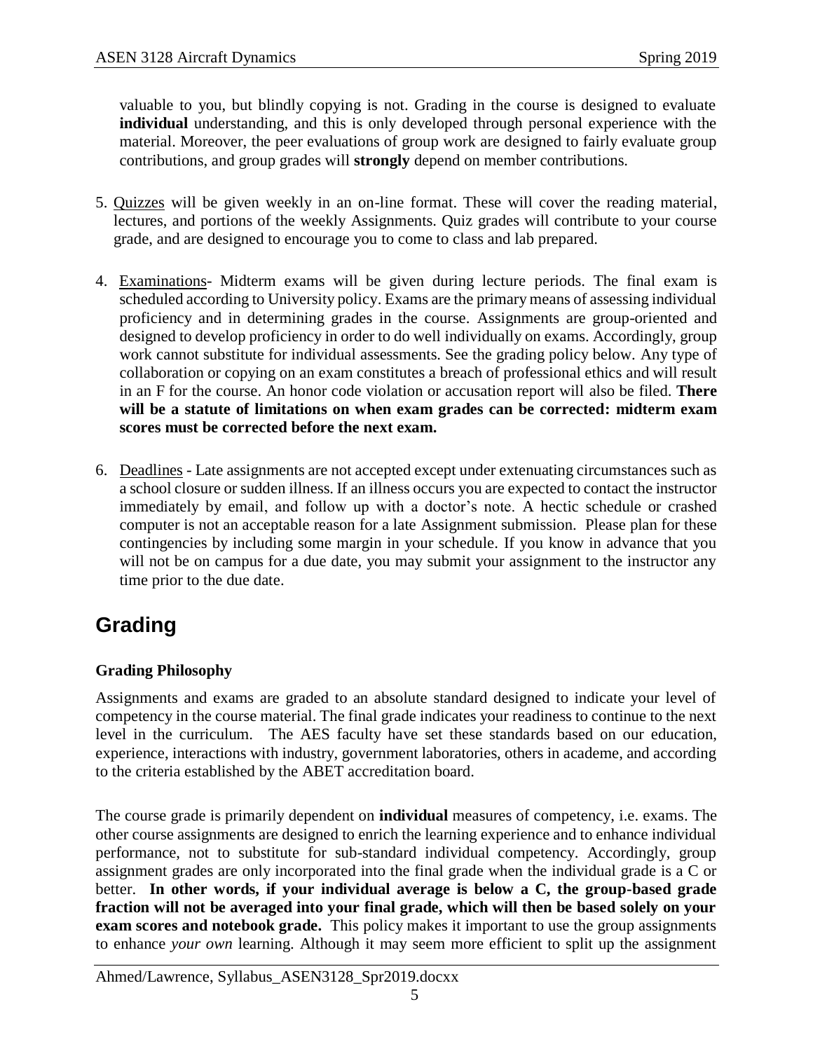valuable to you, but blindly copying is not. Grading in the course is designed to evaluate **individual** understanding, and this is only developed through personal experience with the material. Moreover, the peer evaluations of group work are designed to fairly evaluate group contributions, and group grades will **strongly** depend on member contributions.

5. Quizzes will be given weekly in an on-line format. These will cover the reading material, lectures, and portions of the weekly Assignments. Quiz grades will contribute to your course grade, and are designed to encourage you to come to class and lab prepared.

4. Examinations- Midterm exams will be given during lecture periods. The final exam is scheduled according to University policy. Exams are the primary means of assessing individual proficiency and in determining grades in the course. Assignments are group-oriented and designed to develop proficiency in order to do well individually on exams. Accordingly, group work cannot substitute for individual assessments. See the grading policy below. Any type of collaboration or copying on an exam constitutes a breach of professional ethics and will result in an F for the course. An honor code violation or accusation report will also be filed. **There will be a statute of limitations on when exam grades can be corrected: midterm exam scores must be corrected before the next exam.**

6. Deadlines - Late assignments are not accepted except under extenuating circumstances such as a school closure or sudden illness. If an illness occurs you are expected to contact the instructor immediately by email, and follow up with a doctor's note. A hectic schedule or crashed computer is not an acceptable reason for a late Assignment submission. Please plan for these contingencies by including some margin in your schedule. If you know in advance that you will not be on campus for a due date, you may submit your assignment to the instructor any time prior to the due date.

# Grading

### Grading Philosophy

Assignments and exams are graded to an absolute standard designed to indicate your level of competency in the course material. The final grade indicates your readiness to continue to the next level in the curriculum. The AES faculty have set these standards based on our education, experience, interactions with industry, government laboratories, others in academe, and according to the criteria established by the ABET accreditation board.

The course grade is primarily dependent on **individual** measures of competency, i.e. exams. The other course assignments are designed to enrich the learning experience and to enhance individual performance, not to substitute for sub-standard individual competency. Accordingly, group assignment grades are only incorporated into the final grade when the individual grade is a C or better. **In other words, if your individual average is below a C, the group-based grade fraction will not be averaged into your final grade, which will then be based solely on your exam scores and notebook grade.** This policy makes it important to use the group assignments to enhance *your own* learning. Although it may seem more efficient to split up the assignment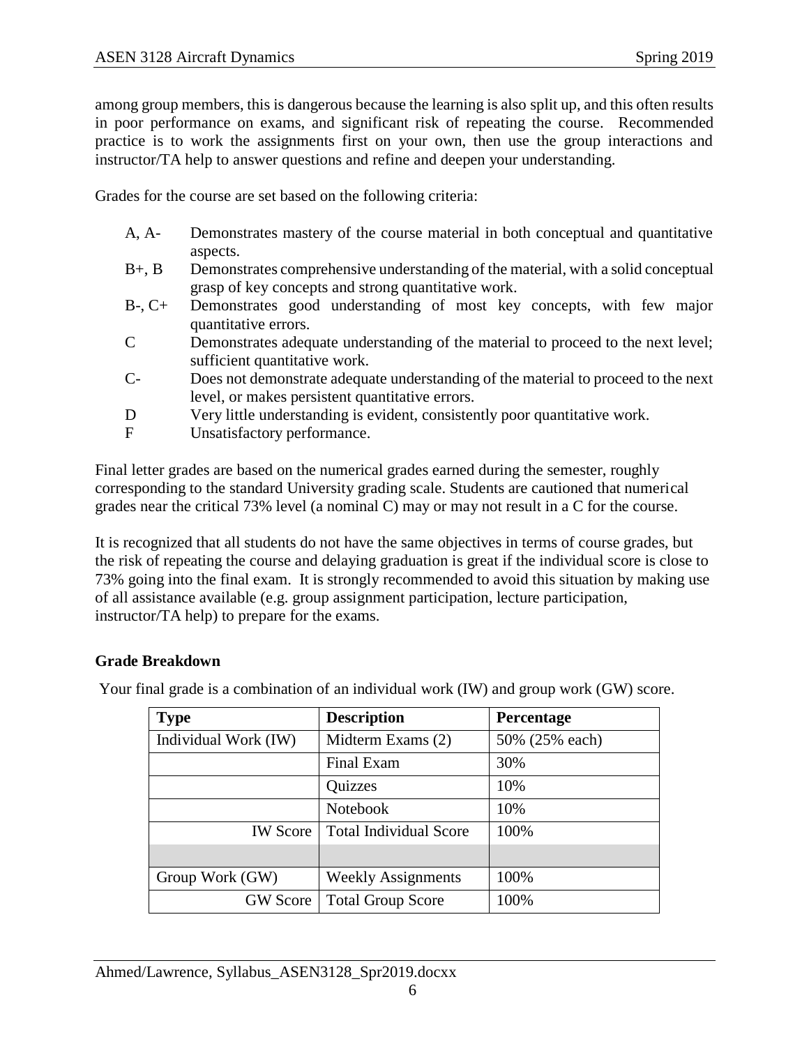among group members, this is dangerous because the learning is also split up, and this often results in poor performance on exams, and significant risk of repeating the course. Recommended practice is to work the assignments first on your own, then use the group interactions and instructor/TA help to answer questions and refine and deepen your understanding.

Grades for the course are set based on the following criteria:

- **A, A-** Demonstrates mastery of the course material in both conceptual and quantitative aspects.
- **B+, B** Demonstrates comprehensive understanding of the material, with a solid conceptual grasp of key concepts and strong quantitative work.
- **B-, C+** Demonstrates good understanding of most key concepts, with few major quantitative errors.
- **C** Demonstrates adequate understanding of the material to proceed to the next level; sufficient quantitative work.
- **C-** Does not demonstrate adequate understanding of the material to proceed to the next level, or makes persistent quantitative errors.
- **D** Very little understanding is evident, consistently poor quantitative work.
- **F** Unsatisfactory performance.

Final letter grades are based on the numerical grades earned during the semester, roughly corresponding to the standard University grading scale. Students are cautioned that numerical grades near the critical 73% level (a nominal C) may or may not result in a C for the course.

It is recognized that all students do not have the same objectives in terms of course grades, but the risk of repeating the course and delaying graduation is great if the individual score is close to 73% going into the final exam. It is strongly recommended to avoid this situation by making use of all assistance available (e.g. group assignment participation, lecture participation, instructor/TA help) to prepare for the exams.

**Grade Breakdown**

Your final grade is a combination of an individual work (IW) and group work (GW) score.

| Type | Description | Percentage |
|---|---|---|
| Individual Work (IW) | Midterm Exams (2) | 50% (25% each) |
| | Final Exam | 30% |
| | Quizzes | 10% |
| | Notebook | 10% |
| IW Score | Total Individual Score | 100% |
| | | |
| Group Work (GW) | Weekly Assignments | 100% |
| GW Score | Total Group Score | 100% |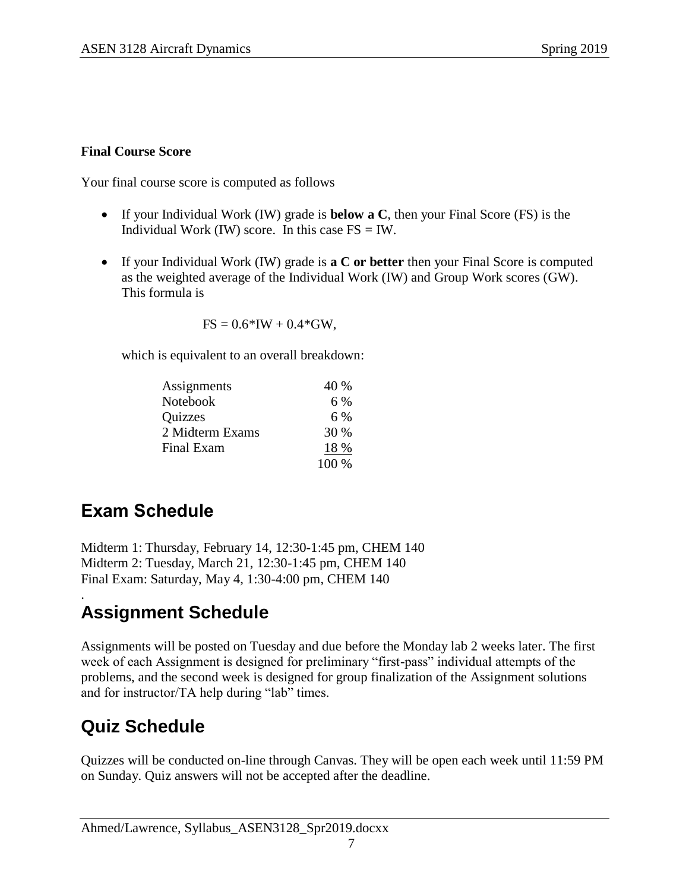**Final Course Score**

Your final course score is computed as follows

- If your Individual Work (IW) grade is **below a C**, then your Final Score (FS) is the Individual Work (IW) score. In this case FS = IW.
- If your Individual Work (IW) grade is **a C or better** then your Final Score is computed as the weighted average of the Individual Work (IW) and Group Work scores (GW). This formula is

  $$FS = 0.6*IW + 0.4*GW,$$

  which is equivalent to an overall breakdown:

| Item | Weight |
| --- | --- |
| Assignments | 40 % |
| Notebook | 6 % |
| Quizzes | 6 % |
| 2 Midterm Exams | 30 % |
| Final Exam | 18 % |
| | 100 % |

## Exam Schedule

Midterm 1: Thursday, February 14, 12:30-1:45 pm, CHEM 140
Midterm 2: Tuesday, March 21, 12:30-1:45 pm, CHEM 140
Final Exam: Saturday, May 4, 1:30-4:00 pm, CHEM 140

## Assignment Schedule

Assignments will be posted on Tuesday and due before the Monday lab 2 weeks later. The first week of each Assignment is designed for preliminary "first-pass" individual attempts of the problems, and the second week is designed for group finalization of the Assignment solutions and for instructor/TA help during "lab" times.

## Quiz Schedule

Quizzes will be conducted on-line through Canvas. They will be open each week until 11:59 PM on Sunday. Quiz answers will not be accepted after the deadline.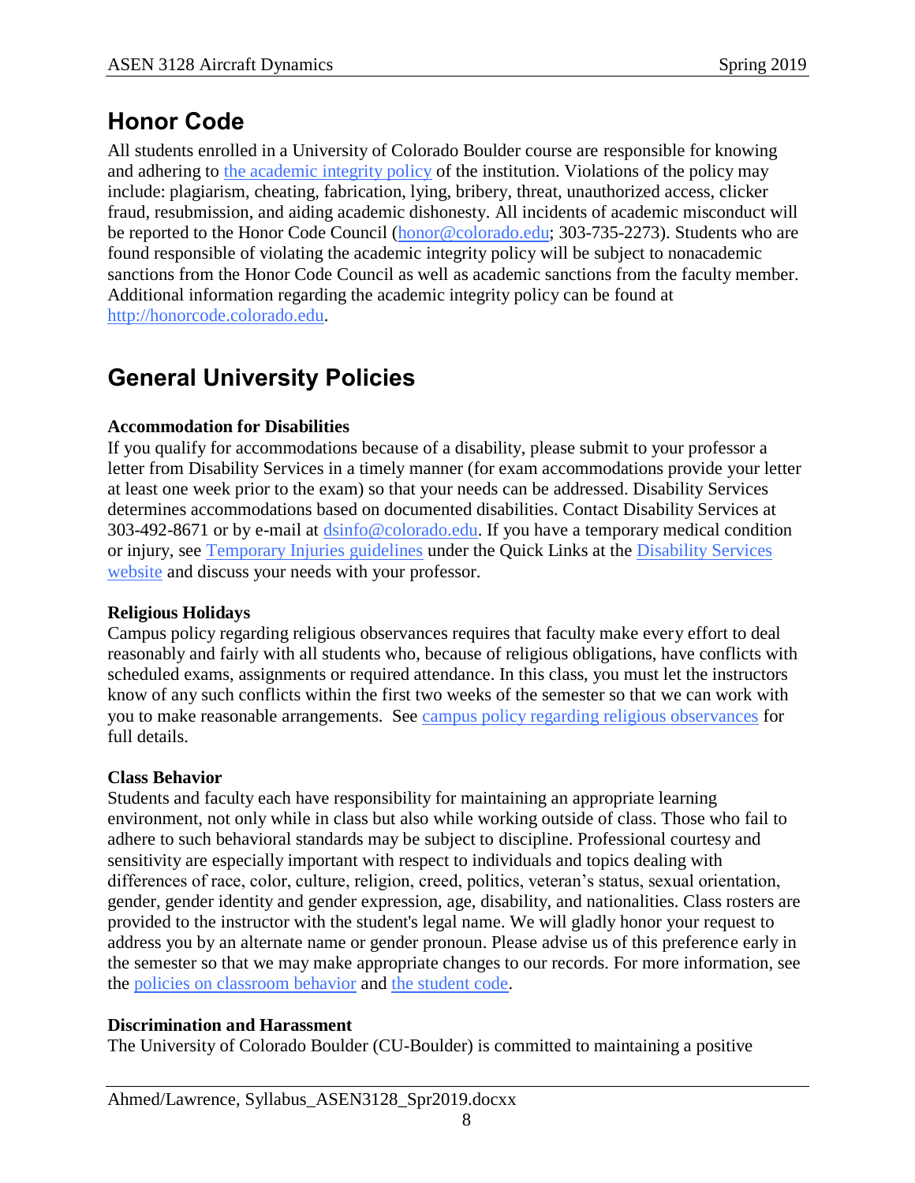## Honor Code

All students enrolled in a University of Colorado Boulder course are responsible for knowing and adhering to the academic integrity policy of the institution. Violations of the policy may include: plagiarism, cheating, fabrication, lying, bribery, threat, unauthorized access, clicker fraud, resubmission, and aiding academic dishonesty. All incidents of academic misconduct will be reported to the Honor Code Council (honor@colorado.edu; 303-735-2273). Students who are found responsible of violating the academic integrity policy will be subject to nonacademic sanctions from the Honor Code Council as well as academic sanctions from the faculty member. Additional information regarding the academic integrity policy can be found at http://honorcode.colorado.edu.

## General University Policies

**Accommodation for Disabilities**

If you qualify for accommodations because of a disability, please submit to your professor a letter from Disability Services in a timely manner (for exam accommodations provide your letter at least one week prior to the exam) so that your needs can be addressed. Disability Services determines accommodations based on documented disabilities. Contact Disability Services at 303-492-8671 or by e-mail at dsinfo@colorado.edu. If you have a temporary medical condition or injury, see Temporary Injuries guidelines under the Quick Links at the Disability Services website and discuss your needs with your professor.

**Religious Holidays**

Campus policy regarding religious observances requires that faculty make every effort to deal reasonably and fairly with all students who, because of religious obligations, have conflicts with scheduled exams, assignments or required attendance. In this class, you must let the instructors know of any such conflicts within the first two weeks of the semester so that we can work with you to make reasonable arrangements. See campus policy regarding religious observances for full details.

**Class Behavior**

Students and faculty each have responsibility for maintaining an appropriate learning environment, not only while in class but also while working outside of class. Those who fail to adhere to such behavioral standards may be subject to discipline. Professional courtesy and sensitivity are especially important with respect to individuals and topics dealing with differences of race, color, culture, religion, creed, politics, veteran's status, sexual orientation, gender, gender identity and gender expression, age, disability, and nationalities. Class rosters are provided to the instructor with the student's legal name. We will gladly honor your request to address you by an alternate name or gender pronoun. Please advise us of this preference early in the semester so that we may make appropriate changes to our records. For more information, see the policies on classroom behavior and the student code.

**Discrimination and Harassment**

The University of Colorado Boulder (CU-Boulder) is committed to maintaining a positive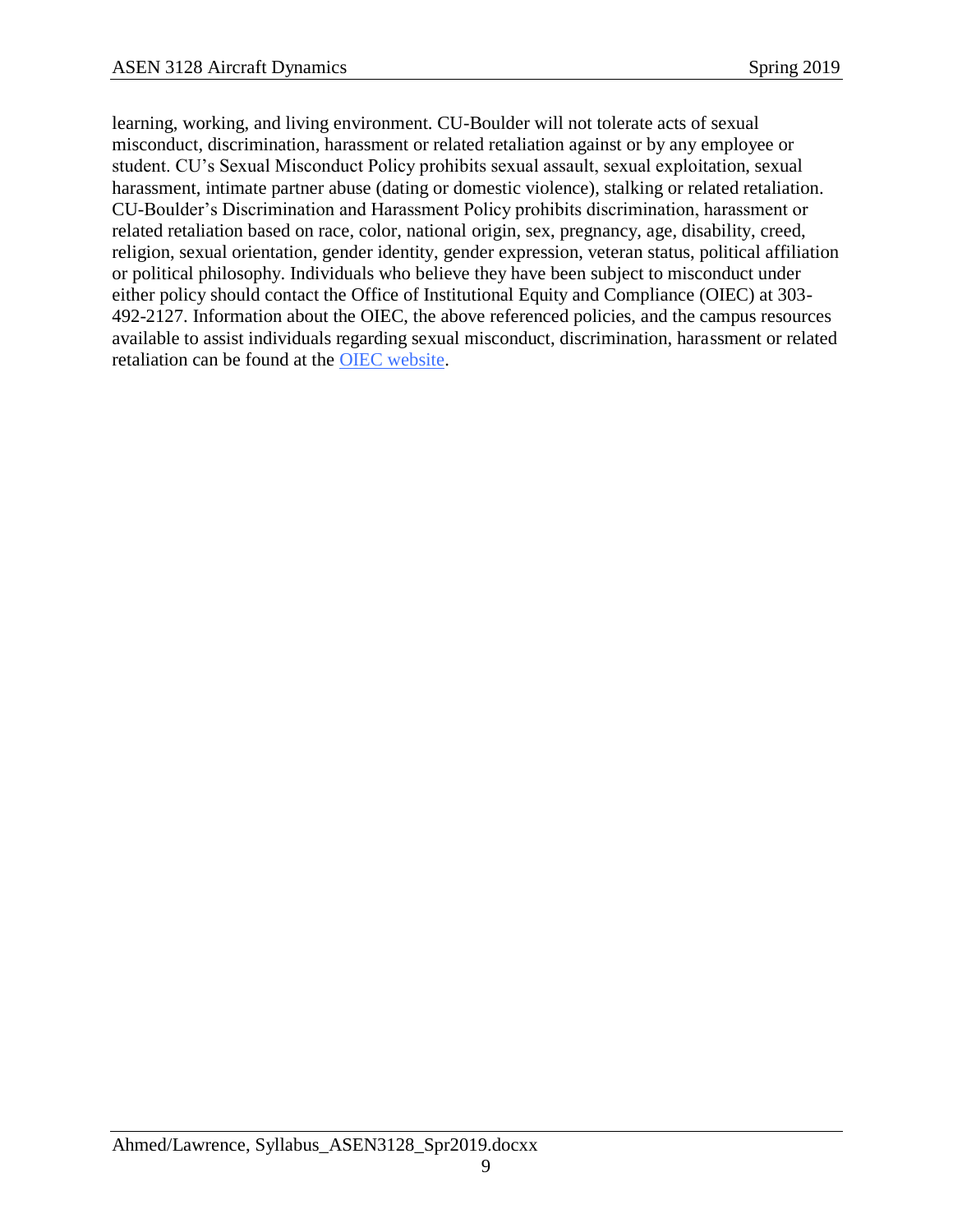learning, working, and living environment. CU-Boulder will not tolerate acts of sexual misconduct, discrimination, harassment or related retaliation against or by any employee or student. CU's Sexual Misconduct Policy prohibits sexual assault, sexual exploitation, sexual harassment, intimate partner abuse (dating or domestic violence), stalking or related retaliation. CU-Boulder's Discrimination and Harassment Policy prohibits discrimination, harassment or related retaliation based on race, color, national origin, sex, pregnancy, age, disability, creed, religion, sexual orientation, gender identity, gender expression, veteran status, political affiliation or political philosophy. Individuals who believe they have been subject to misconduct under either policy should contact the Office of Institutional Equity and Compliance (OIEC) at 303-492-2127. Information about the OIEC, the above referenced policies, and the campus resources available to assist individuals regarding sexual misconduct, discrimination, harassment or related retaliation can be found at the [OIEC website].